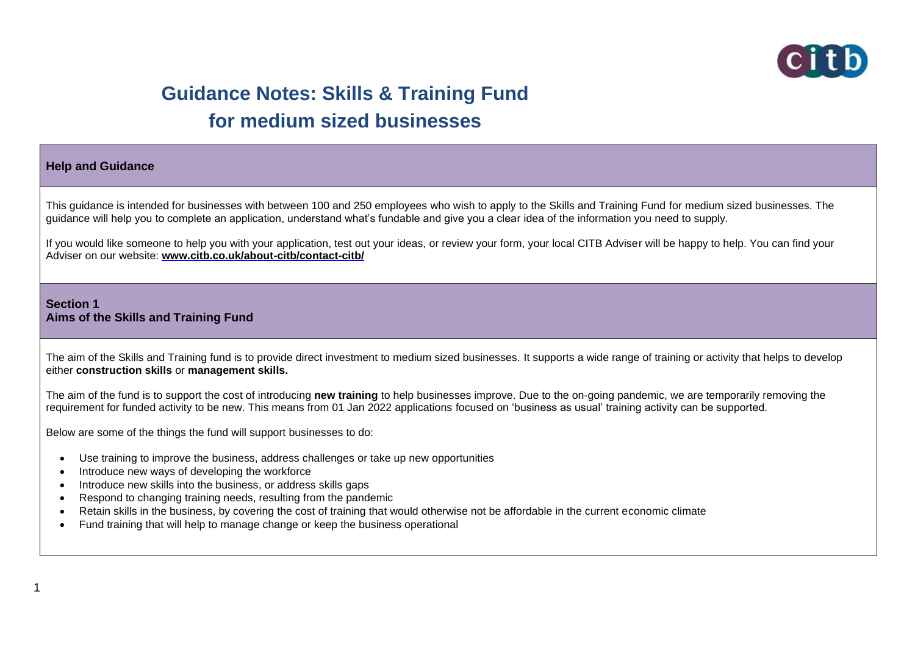# Guidance Notes: Skills & Training Fund for medium sized businesses

## Help and Guidance

This guidance is intended for businesses with between 100 and 250 employees who wish to apply to the Skills and Training Fund for medium sized businesses. The guidance will help you to complete an application, understand what's fundable and give you a clear idea of the information you need to supply.

If you would like someone to help you with your application, test out your ideas, or review your form, your local CITB Adviser will be happy to help. You can find your Adviser on our website: **www.citb.co.uk/about-citb/contact-citb/**

## Section 1
## Aims of the Skills and Training Fund

The aim of the Skills and Training fund is to provide direct investment to medium sized businesses. It supports a wide range of training or activity that helps to develop either **construction skills** or **management skills.**

The aim of the fund is to support the cost of introducing **new training** to help businesses improve. Due to the on-going pandemic, we are temporarily removing the requirement for funded activity to be new. This means from 01 Jan 2022 applications focused on 'business as usual' training activity can be supported.

Below are some of the things the fund will support businesses to do:

- Use training to improve the business, address challenges or take up new opportunities
- Introduce new ways of developing the workforce
- Introduce new skills into the business, or address skills gaps
- Respond to changing training needs, resulting from the pandemic
- Retain skills in the business, by covering the cost of training that would otherwise not be affordable in the current economic climate
- Fund training that will help to manage change or keep the business operational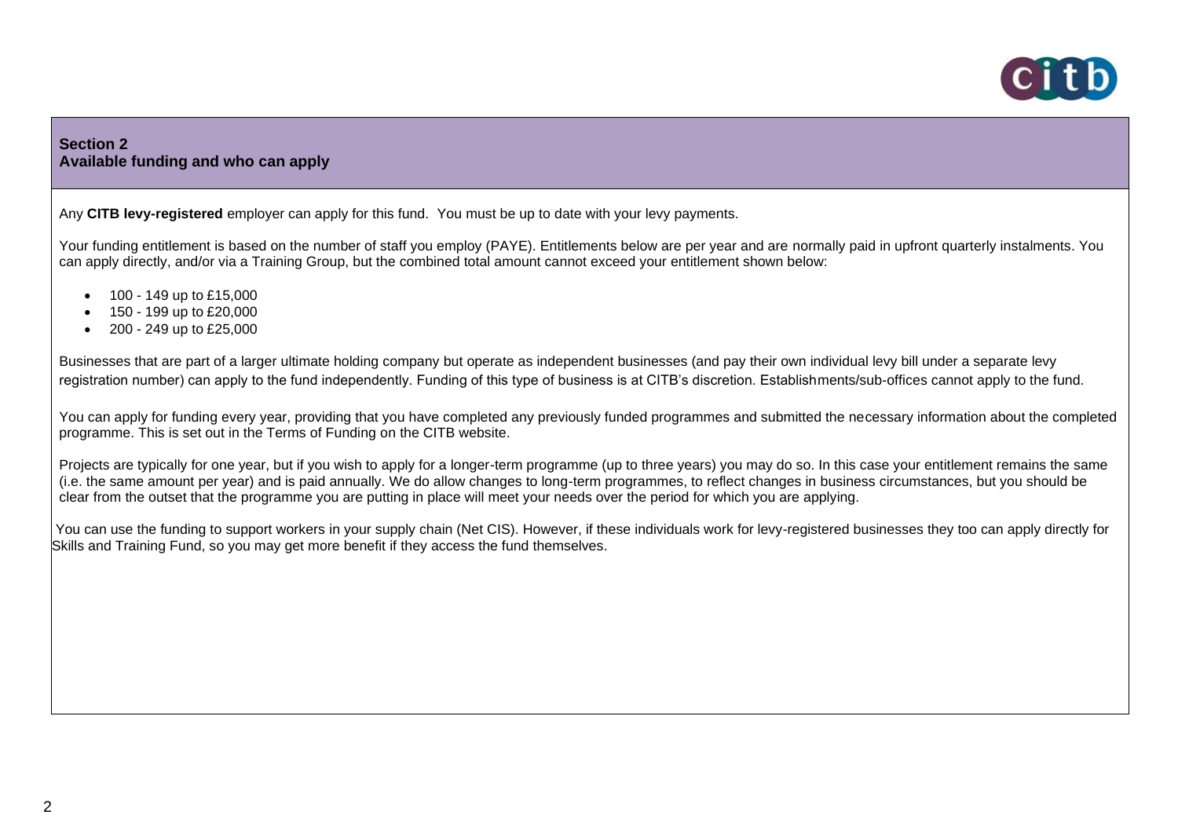## Section 2
## Available funding and who can apply

Any **CITB levy-registered** employer can apply for this fund. You must be up to date with your levy payments.

Your funding entitlement is based on the number of staff you employ (PAYE). Entitlements below are per year and are normally paid in upfront quarterly instalments. You can apply directly, and/or via a Training Group, but the combined total amount cannot exceed your entitlement shown below:

- 100 - 149 up to £15,000
- 150 - 199 up to £20,000
- 200 - 249 up to £25,000

Businesses that are part of a larger ultimate holding company but operate as independent businesses (and pay their own individual levy bill under a separate levy registration number) can apply to the fund independently. Funding of this type of business is at CITB's discretion. Establishments/sub-offices cannot apply to the fund.

You can apply for funding every year, providing that you have completed any previously funded programmes and submitted the necessary information about the completed programme. This is set out in the Terms of Funding on the CITB website.

Projects are typically for one year, but if you wish to apply for a longer-term programme (up to three years) you may do so. In this case your entitlement remains the same (i.e. the same amount per year) and is paid annually. We do allow changes to long-term programmes, to reflect changes in business circumstances, but you should be clear from the outset that the programme you are putting in place will meet your needs over the period for which you are applying.

You can use the funding to support workers in your supply chain (Net CIS). However, if these individuals work for levy-registered businesses they too can apply directly for Skills and Training Fund, so you may get more benefit if they access the fund themselves.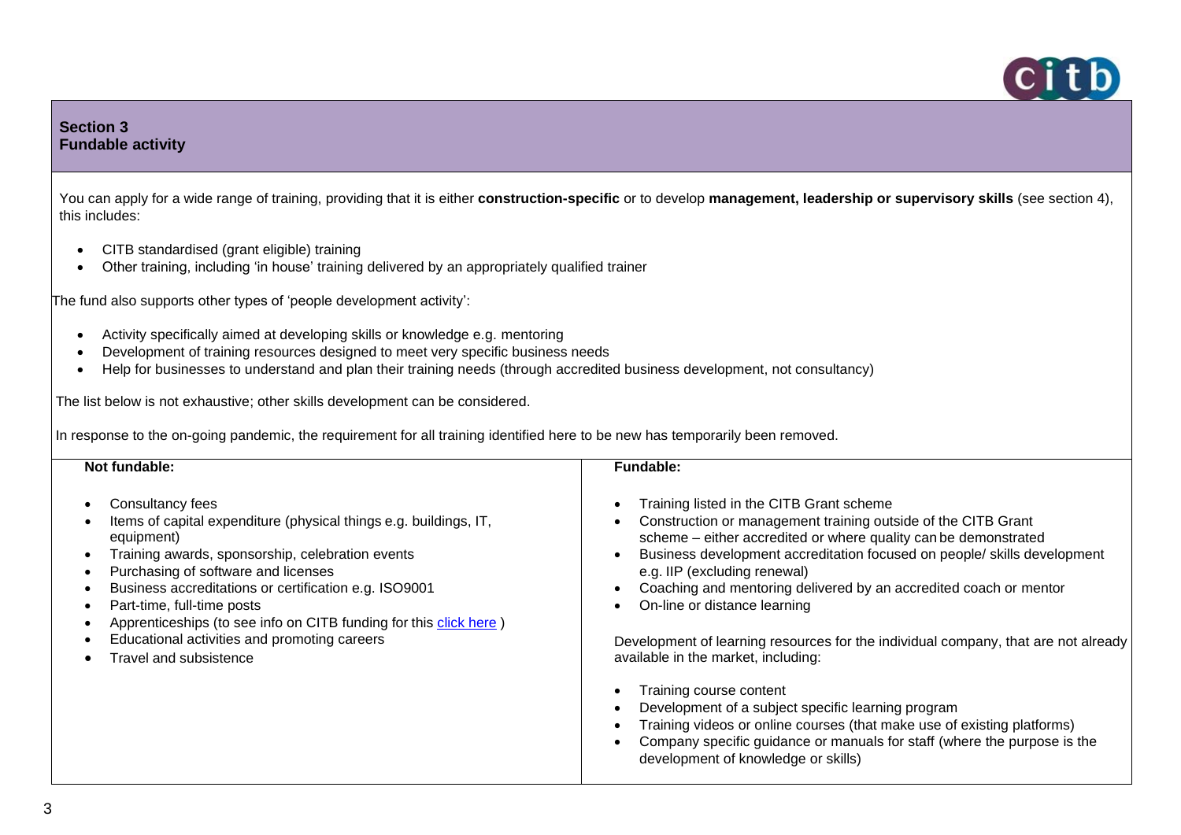## Section 3
## Fundable activity

You can apply for a wide range of training, providing that it is either **construction-specific** or to develop **management, leadership or supervisory skills** (see section 4), this includes:

- CITB standardised (grant eligible) training
- Other training, including 'in house' training delivered by an appropriately qualified trainer

The fund also supports other types of 'people development activity':

- Activity specifically aimed at developing skills or knowledge e.g. mentoring
- Development of training resources designed to meet very specific business needs
- Help for businesses to understand and plan their training needs (through accredited business development, not consultancy)

The list below is not exhaustive; other skills development can be considered.

In response to the on-going pandemic, the requirement for all training identified here to be new has temporarily been removed.

| Not fundable: | Fundable: |
| --- | --- |
| • Consultancy fees<br>• Items of capital expenditure (physical things e.g. buildings, IT, equipment)<br>• Training awards, sponsorship, celebration events<br>• Purchasing of software and licenses<br>• Business accreditations or certification e.g. ISO9001<br>• Part-time, full-time posts<br>• Apprenticeships (to see info on CITB funding for this [click here](#) )<br>• Educational activities and promoting careers<br>• Travel and subsistence | • Training listed in the CITB Grant scheme<br>• Construction or management training outside of the CITB Grant scheme – either accredited or where quality can be demonstrated<br>• Business development accreditation focused on people/ skills development e.g. IIP (excluding renewal)<br>• Coaching and mentoring delivered by an accredited coach or mentor<br>• On-line or distance learning<br><br>Development of learning resources for the individual company, that are not already available in the market, including:<br><br>• Training course content<br>• Development of a subject specific learning program<br>• Training videos or online courses (that make use of existing platforms)<br>• Company specific guidance or manuals for staff (where the purpose is the development of knowledge or skills) |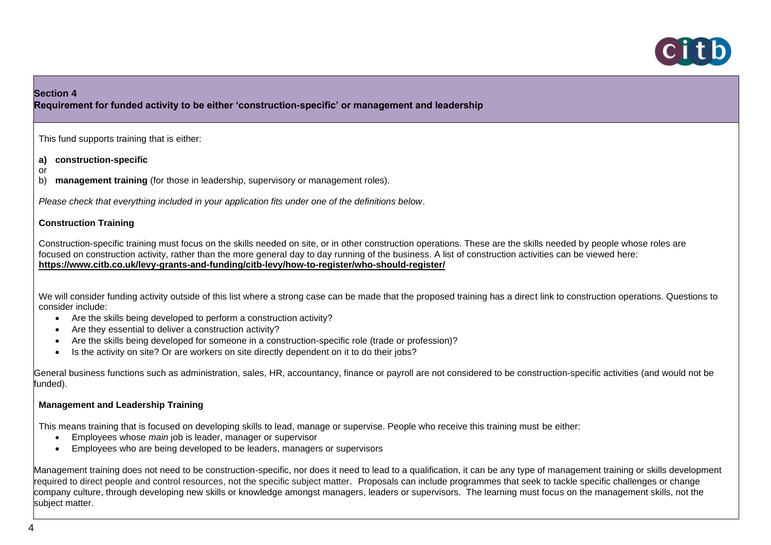## Section 4

**Requirement for funded activity to be either 'construction-specific' or management and leadership**

This fund supports training that is either:

**a) construction-specific**

or

b) **management training** (for those in leadership, supervisory or management roles).

*Please check that everything included in your application fits under one of the definitions below*.

### Construction Training

Construction-specific training must focus on the skills needed on site, or in other construction operations. These are the skills needed by people whose roles are focused on construction activity, rather than the more general day to day running of the business. A list of construction activities can be viewed here: **https://www.citb.co.uk/levy-grants-and-funding/citb-levy/how-to-register/who-should-register/**

We will consider funding activity outside of this list where a strong case can be made that the proposed training has a direct link to construction operations. Questions to consider include:

- Are the skills being developed to perform a construction activity?
- Are they essential to deliver a construction activity?
- Are the skills being developed for someone in a construction-specific role (trade or profession)?
- Is the activity on site? Or are workers on site directly dependent on it to do their jobs?

General business functions such as administration, sales, HR, accountancy, finance or payroll are not considered to be construction-specific activities (and would not be funded).

### Management and Leadership Training

This means training that is focused on developing skills to lead, manage or supervise. People who receive this training must be either:

- Employees whose *main* job is leader, manager or supervisor
- Employees who are being developed to be leaders, managers or supervisors

Management training does not need to be construction-specific, nor does it need to lead to a qualification, it can be any type of management training or skills development required to direct people and control resources, not the specific subject matter. Proposals can include programmes that seek to tackle specific challenges or change company culture, through developing new skills or knowledge amongst managers, leaders or supervisors. The learning must focus on the management skills, not the subject matter.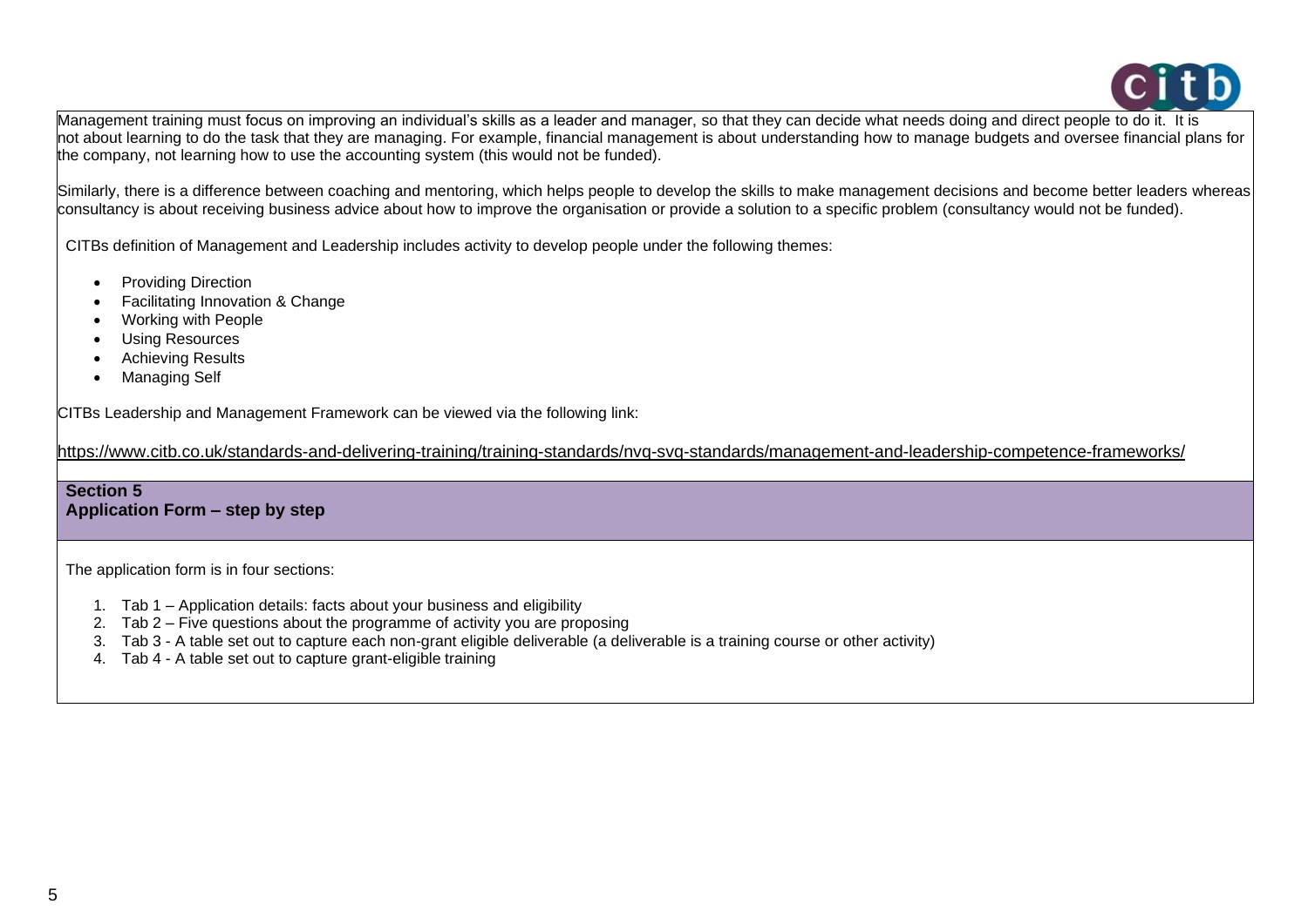Management training must focus on improving an individual's skills as a leader and manager, so that they can decide what needs doing and direct people to do it. It is not about learning to do the task that they are managing. For example, financial management is about understanding how to manage budgets and oversee financial plans for the company, not learning how to use the accounting system (this would not be funded).

Similarly, there is a difference between coaching and mentoring, which helps people to develop the skills to make management decisions and become better leaders whereas consultancy is about receiving business advice about how to improve the organisation or provide a solution to a specific problem (consultancy would not be funded).

CITBs definition of Management and Leadership includes activity to develop people under the following themes:

- Providing Direction
- Facilitating Innovation & Change
- Working with People
- Using Resources
- Achieving Results
- Managing Self

CITBs Leadership and Management Framework can be viewed via the following link:

https://www.citb.co.uk/standards-and-delivering-training/training-standards/nvq-svq-standards/management-and-leadership-competence-frameworks/

## Section 5
## Application Form – step by step

The application form is in four sections:

1. Tab 1 – Application details: facts about your business and eligibility
2. Tab 2 – Five questions about the programme of activity you are proposing
3. Tab 3 - A table set out to capture each non-grant eligible deliverable (a deliverable is a training course or other activity)
4. Tab 4 - A table set out to capture grant-eligible training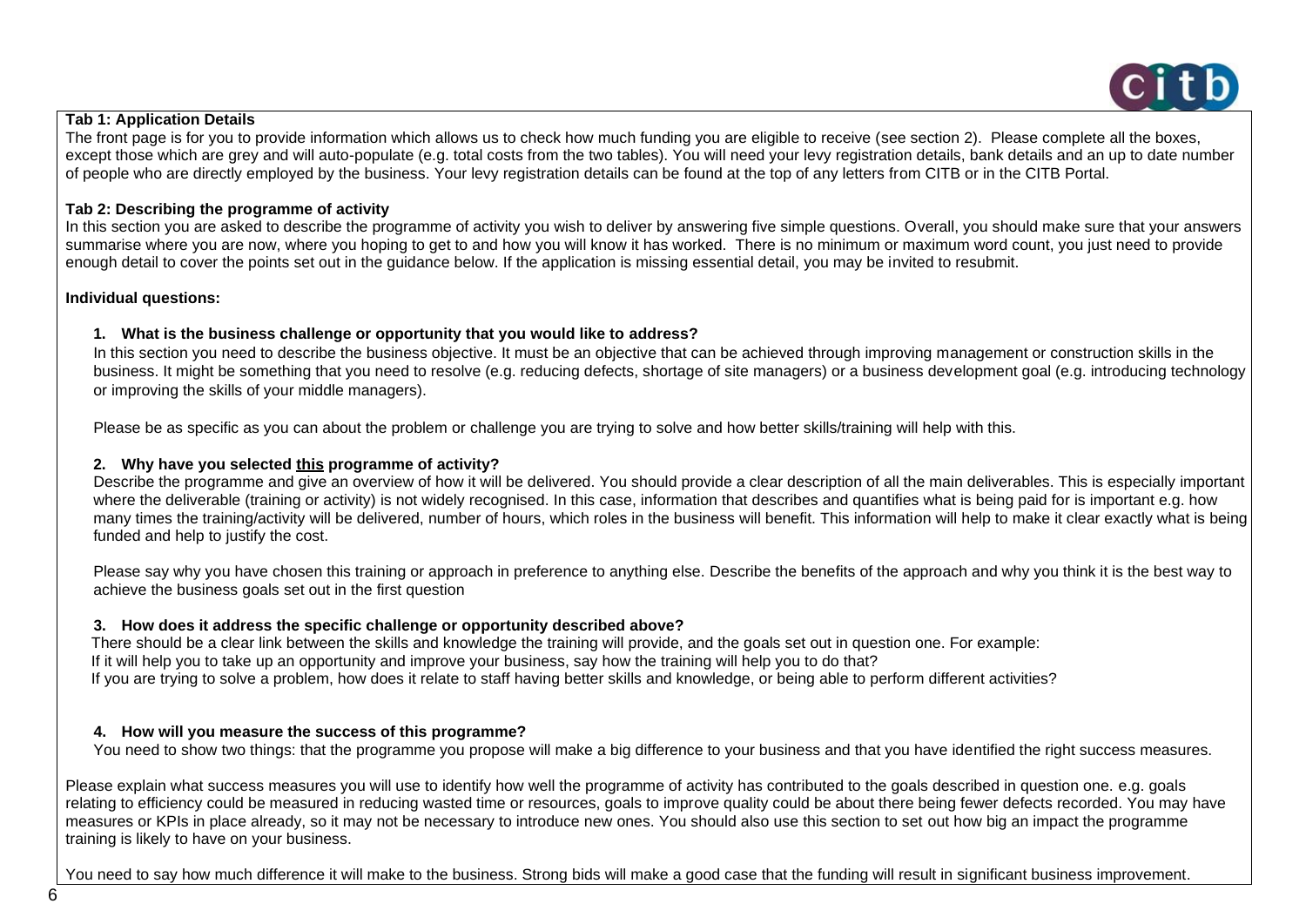**Tab 1: Application Details**

The front page is for you to provide information which allows us to check how much funding you are eligible to receive (see section 2). Please complete all the boxes, except those which are grey and will auto-populate (e.g. total costs from the two tables). You will need your levy registration details, bank details and an up to date number of people who are directly employed by the business. Your levy registration details can be found at the top of any letters from CITB or in the CITB Portal.

**Tab 2: Describing the programme of activity**

In this section you are asked to describe the programme of activity you wish to deliver by answering five simple questions. Overall, you should make sure that your answers summarise where you are now, where you hoping to get to and how you will know it has worked. There is no minimum or maximum word count, you just need to provide enough detail to cover the points set out in the guidance below. If the application is missing essential detail, you may be invited to resubmit.

**Individual questions:**

1. **What is the business challenge or opportunity that you would like to address?**

   In this section you need to describe the business objective. It must be an objective that can be achieved through improving management or construction skills in the business. It might be something that you need to resolve (e.g. reducing defects, shortage of site managers) or a business development goal (e.g. introducing technology or improving the skills of your middle managers).

   Please be as specific as you can about the problem or challenge you are trying to solve and how better skills/training will help with this.

2. **Why have you selected <u>this</u> programme of activity?**

   Describe the programme and give an overview of how it will be delivered. You should provide a clear description of all the main deliverables. This is especially important where the deliverable (training or activity) is not widely recognised. In this case, information that describes and quantifies what is being paid for is important e.g. how many times the training/activity will be delivered, number of hours, which roles in the business will benefit. This information will help to make it clear exactly what is being funded and help to justify the cost.

   Please say why you have chosen this training or approach in preference to anything else. Describe the benefits of the approach and why you think it is the best way to achieve the business goals set out in the first question

3. **How does it address the specific challenge or opportunity described above?**

   There should be a clear link between the skills and knowledge the training will provide, and the goals set out in question one. For example:
   If it will help you to take up an opportunity and improve your business, say how the training will help you to do that?
   If you are trying to solve a problem, how does it relate to staff having better skills and knowledge, or being able to perform different activities?

4. **How will you measure the success of this programme?**

   You need to show two things: that the programme you propose will make a big difference to your business and that you have identified the right success measures.

Please explain what success measures you will use to identify how well the programme of activity has contributed to the goals described in question one. e.g. goals relating to efficiency could be measured in reducing wasted time or resources, goals to improve quality could be about there being fewer defects recorded. You may have measures or KPIs in place already, so it may not be necessary to introduce new ones. You should also use this section to set out how big an impact the programme training is likely to have on your business.

You need to say how much difference it will make to the business. Strong bids will make a good case that the funding will result in significant business improvement.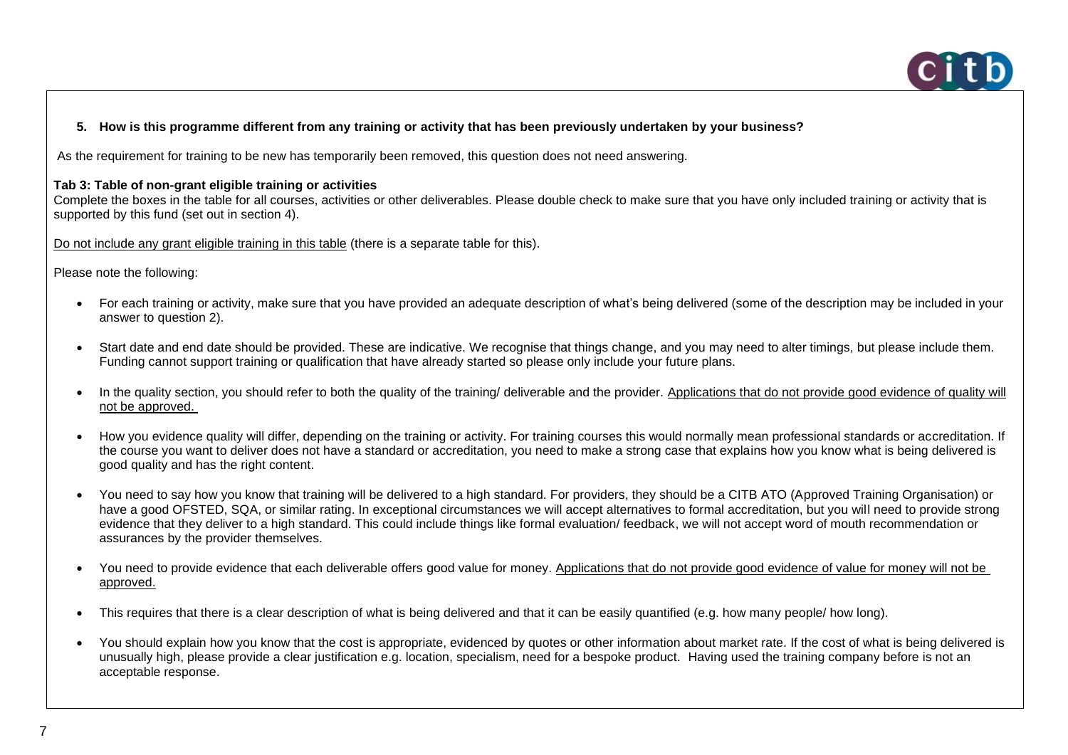**5. How is this programme different from any training or activity that has been previously undertaken by your business?**

As the requirement for training to be new has temporarily been removed, this question does not need answering.

**Tab 3: Table of non-grant eligible training or activities**

Complete the boxes in the table for all courses, activities or other deliverables. Please double check to make sure that you have only included training or activity that is supported by this fund (set out in section 4).

<u>Do not include any grant eligible training in this table</u> (there is a separate table for this).

Please note the following:

- For each training or activity, make sure that you have provided an adequate description of what's being delivered (some of the description may be included in your answer to question 2).
- Start date and end date should be provided. These are indicative. We recognise that things change, and you may need to alter timings, but please include them. Funding cannot support training or qualification that have already started so please only include your future plans.
- In the quality section, you should refer to both the quality of the training/ deliverable and the provider. <u>Applications that do not provide good evidence of quality will not be approved.</u>
- How you evidence quality will differ, depending on the training or activity. For training courses this would normally mean professional standards or accreditation. If the course you want to deliver does not have a standard or accreditation, you need to make a strong case that explains how you know what is being delivered is good quality and has the right content.
- You need to say how you know that training will be delivered to a high standard. For providers, they should be a CITB ATO (Approved Training Organisation) or have a good OFSTED, SQA, or similar rating. In exceptional circumstances we will accept alternatives to formal accreditation, but you will need to provide strong evidence that they deliver to a high standard. This could include things like formal evaluation/ feedback, we will not accept word of mouth recommendation or assurances by the provider themselves.
- You need to provide evidence that each deliverable offers good value for money. <u>Applications that do not provide good evidence of value for money will not be approved.</u>
- This requires that there is a clear description of what is being delivered and that it can be easily quantified (e.g. how many people/ how long).
- You should explain how you know that the cost is appropriate, evidenced by quotes or other information about market rate. If the cost of what is being delivered is unusually high, please provide a clear justification e.g. location, specialism, need for a bespoke product. Having used the training company before is not an acceptable response.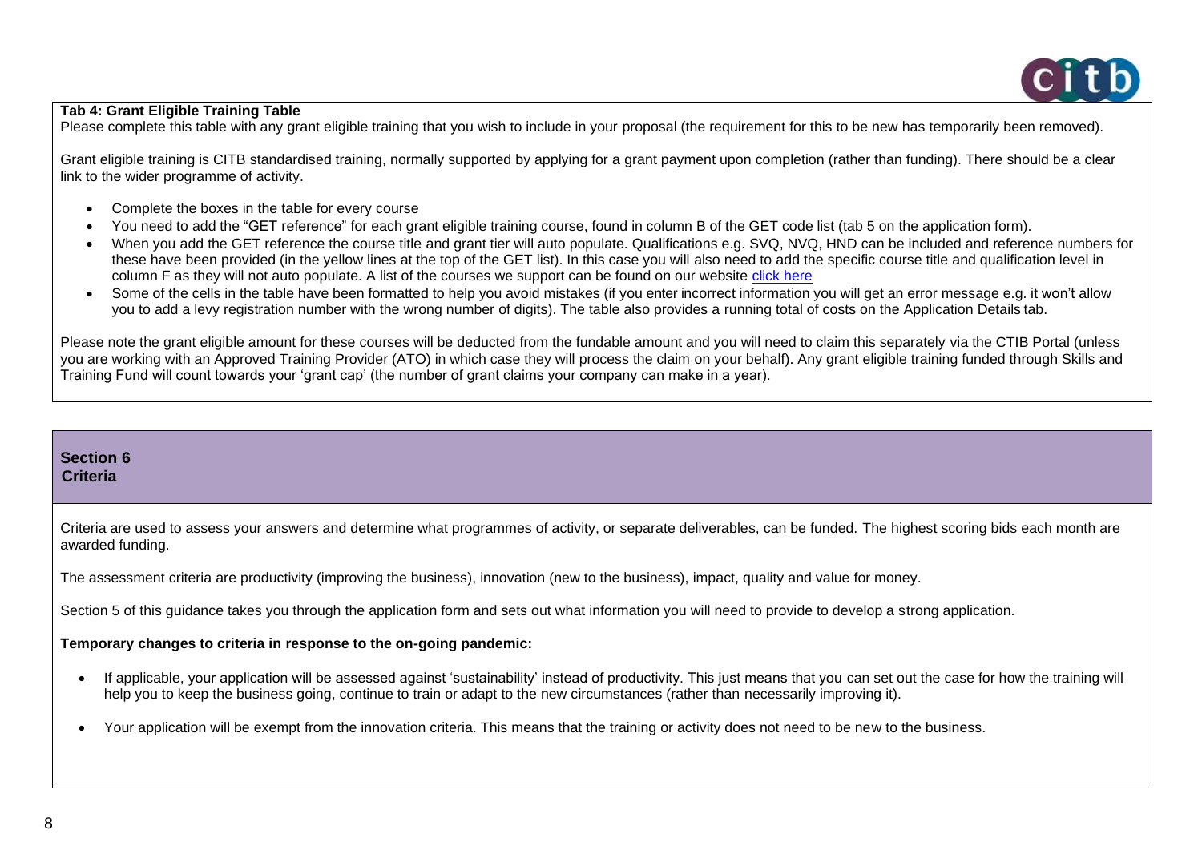**Tab 4: Grant Eligible Training Table**

Please complete this table with any grant eligible training that you wish to include in your proposal (the requirement for this to be new has temporarily been removed).

Grant eligible training is CITB standardised training, normally supported by applying for a grant payment upon completion (rather than funding). There should be a clear link to the wider programme of activity.

- Complete the boxes in the table for every course
- You need to add the "GET reference" for each grant eligible training course, found in column B of the GET code list (tab 5 on the application form).
- When you add the GET reference the course title and grant tier will auto populate. Qualifications e.g. SVQ, NVQ, HND can be included and reference numbers for these have been provided (in the yellow lines at the top of the GET list). In this case you will also need to add the specific course title and qualification level in column F as they will not auto populate. A list of the courses we support can be found on our website click here
- Some of the cells in the table have been formatted to help you avoid mistakes (if you enter incorrect information you will get an error message e.g. it won't allow you to add a levy registration number with the wrong number of digits). The table also provides a running total of costs on the Application Details tab.

Please note the grant eligible amount for these courses will be deducted from the fundable amount and you will need to claim this separately via the CTIB Portal (unless you are working with an Approved Training Provider (ATO) in which case they will process the claim on your behalf). Any grant eligible training funded through Skills and Training Fund will count towards your 'grant cap' (the number of grant claims your company can make in a year).

## Section 6 Criteria

Criteria are used to assess your answers and determine what programmes of activity, or separate deliverables, can be funded. The highest scoring bids each month are awarded funding.

The assessment criteria are productivity (improving the business), innovation (new to the business), impact, quality and value for money.

Section 5 of this guidance takes you through the application form and sets out what information you will need to provide to develop a strong application.

**Temporary changes to criteria in response to the on-going pandemic:**

- If applicable, your application will be assessed against 'sustainability' instead of productivity. This just means that you can set out the case for how the training will help you to keep the business going, continue to train or adapt to the new circumstances (rather than necessarily improving it).
- Your application will be exempt from the innovation criteria. This means that the training or activity does not need to be new to the business.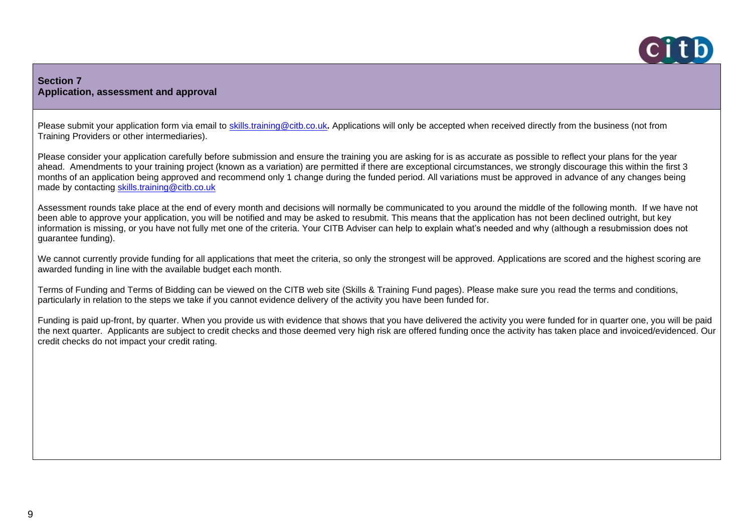## Section 7
## Application, assessment and approval

Please submit your application form via email to skills.training@citb.co.uk**.** Applications will only be accepted when received directly from the business (not from Training Providers or other intermediaries).

Please consider your application carefully before submission and ensure the training you are asking for is as accurate as possible to reflect your plans for the year ahead. Amendments to your training project (known as a variation) are permitted if there are exceptional circumstances, we strongly discourage this within the first 3 months of an application being approved and recommend only 1 change during the funded period. All variations must be approved in advance of any changes being made by contacting skills.training@citb.co.uk

Assessment rounds take place at the end of every month and decisions will normally be communicated to you around the middle of the following month. If we have not been able to approve your application, you will be notified and may be asked to resubmit. This means that the application has not been declined outright, but key information is missing, or you have not fully met one of the criteria. Your CITB Adviser can help to explain what's needed and why (although a resubmission does not guarantee funding).

We cannot currently provide funding for all applications that meet the criteria, so only the strongest will be approved. Applications are scored and the highest scoring are awarded funding in line with the available budget each month.

Terms of Funding and Terms of Bidding can be viewed on the CITB web site (Skills & Training Fund pages). Please make sure you read the terms and conditions, particularly in relation to the steps we take if you cannot evidence delivery of the activity you have been funded for.

Funding is paid up-front, by quarter. When you provide us with evidence that shows that you have delivered the activity you were funded for in quarter one, you will be paid the next quarter. Applicants are subject to credit checks and those deemed very high risk are offered funding once the activity has taken place and invoiced/evidenced. Our credit checks do not impact your credit rating.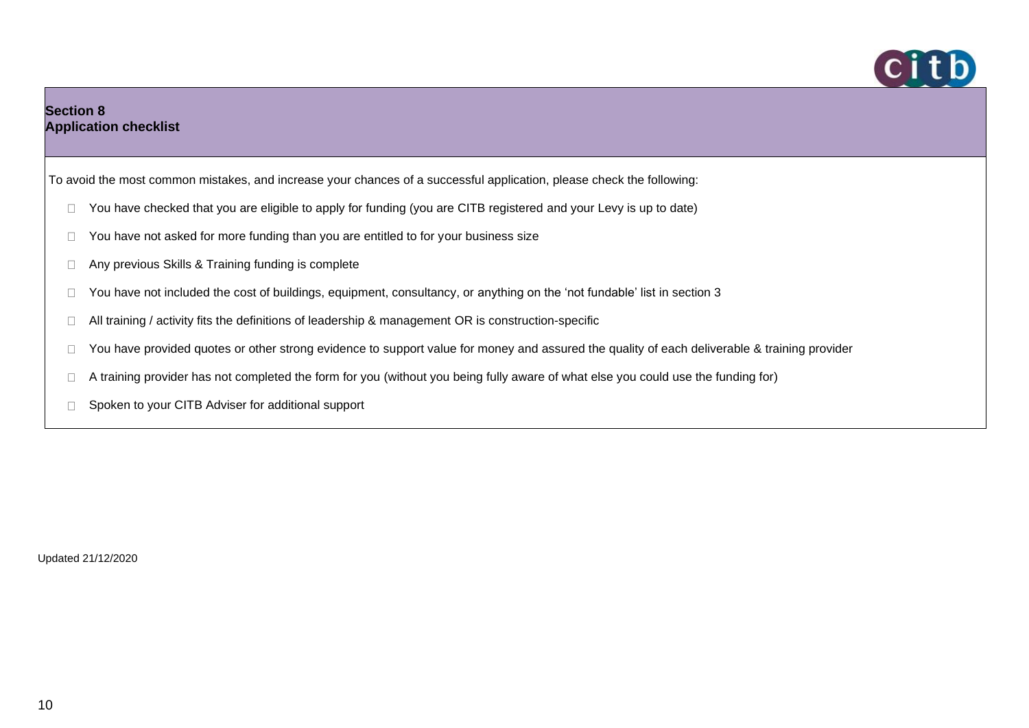**Section 8**
**Application checklist**

To avoid the most common mistakes, and increase your chances of a successful application, please check the following:

- ☐ You have checked that you are eligible to apply for funding (you are CITB registered and your Levy is up to date)
- ☐ You have not asked for more funding than you are entitled to for your business size
- ☐ Any previous Skills & Training funding is complete
- ☐ You have not included the cost of buildings, equipment, consultancy, or anything on the 'not fundable' list in section 3
- ☐ All training / activity fits the definitions of leadership & management OR is construction-specific
- ☐ You have provided quotes or other strong evidence to support value for money and assured the quality of each deliverable & training provider
- ☐ A training provider has not completed the form for you (without you being fully aware of what else you could use the funding for)
- ☐ Spoken to your CITB Adviser for additional support

Updated 21/12/2020